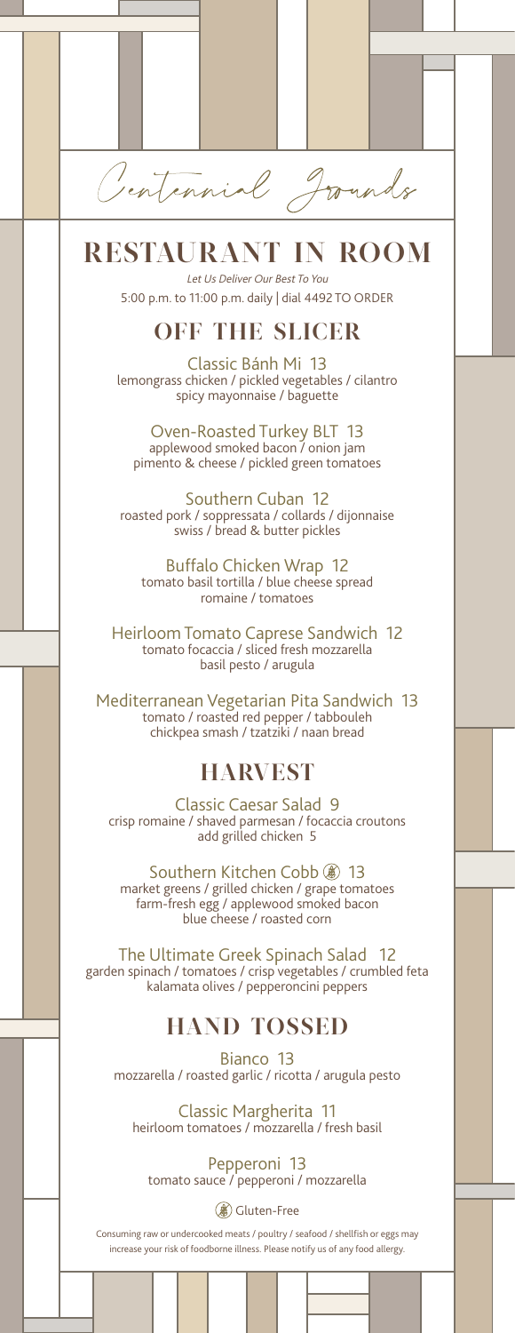Centennial Grounds

# RESTAURANT IN ROOM

*Let Us Deliver Our Best To You*

5:00 p.m. to 11:00 p.m. daily | dial 4492 TO ORDER

## OFF THE SLICER

Classic Bánh Mi 13
lemongrass chicken / pickled vegetables / cilantro
spicy mayonnaise / baguette

Oven-Roasted Turkey BLT 13
applewood smoked bacon / onion jam
pimento & cheese / pickled green tomatoes

Southern Cuban 12
roasted pork / soppressata / collards / dijonnaise
swiss / bread & butter pickles

Buffalo Chicken Wrap 12
tomato basil tortilla / blue cheese spread
romaine / tomatoes

Heirloom Tomato Caprese Sandwich 12
tomato focaccia / sliced fresh mozzarella
basil pesto / arugula

Mediterranean Vegetarian Pita Sandwich 13
tomato / roasted red pepper / tabbouleh
chickpea smash / tzatziki / naan bread

## HARVEST

Classic Caesar Salad 9
crisp romaine / shaved parmesan / focaccia croutons
add grilled chicken 5

Southern Kitchen Cobb (GF) 13
market greens / grilled chicken / grape tomatoes
farm-fresh egg / applewood smoked bacon
blue cheese / roasted corn

The Ultimate Greek Spinach Salad 12
garden spinach / tomatoes / crisp vegetables / crumbled feta
kalamata olives / pepperoncini peppers

## HAND TOSSED

Bianco 13
mozzarella / roasted garlic / ricotta / arugula pesto

Classic Margherita 11
heirloom tomatoes / mozzarella / fresh basil

Pepperoni 13
tomato sauce / pepperoni / mozzarella

(GF) Gluten-Free

Consuming raw or undercooked meats / poultry / seafood / shellfish or eggs may increase your risk of foodborne illness. Please notify us of any food allergy.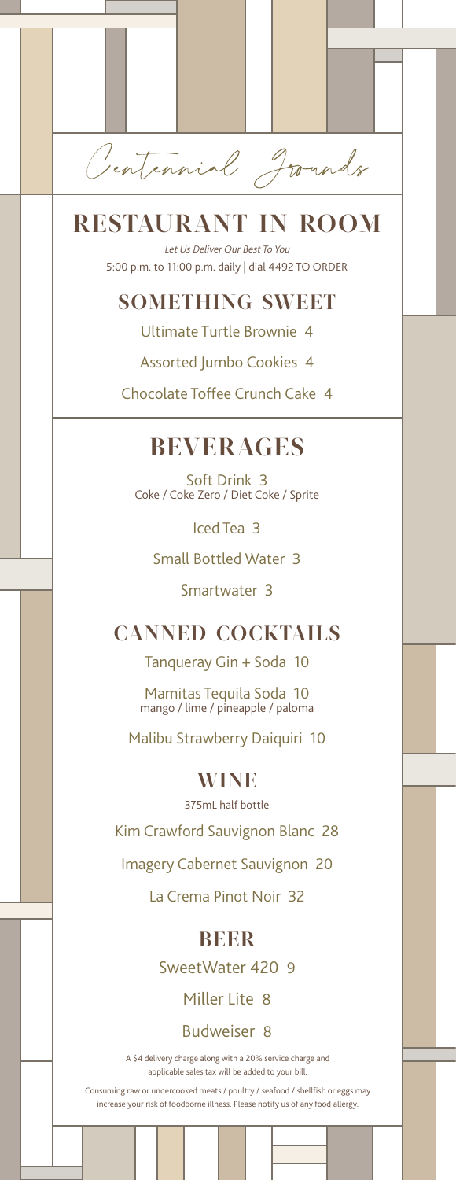Centennial Grounds

# RESTAURANT IN ROOM

*Let Us Deliver Our Best To You*

5:00 p.m. to 11:00 p.m. daily | dial 4492 TO ORDER

## SOMETHING SWEET

Ultimate Turtle Brownie 4

Assorted Jumbo Cookies 4

Chocolate Toffee Crunch Cake 4

## BEVERAGES

Soft Drink 3
Coke / Coke Zero / Diet Coke / Sprite

Iced Tea 3

Small Bottled Water 3

Smartwater 3

## CANNED COCKTAILS

Tanqueray Gin + Soda 10

Mamitas Tequila Soda 10
mango / lime / pineapple / paloma

Malibu Strawberry Daiquiri 10

## WINE

375mL half bottle

Kim Crawford Sauvignon Blanc 28

Imagery Cabernet Sauvignon 20

La Crema Pinot Noir 32

## BEER

SweetWater 420 9

Miller Lite 8

Budweiser 8

A $4 delivery charge along with a 20% service charge and applicable sales tax will be added to your bill.

Consuming raw or undercooked meats / poultry / seafood / shellfish or eggs may increase your risk of foodborne illness. Please notify us of any food allergy.